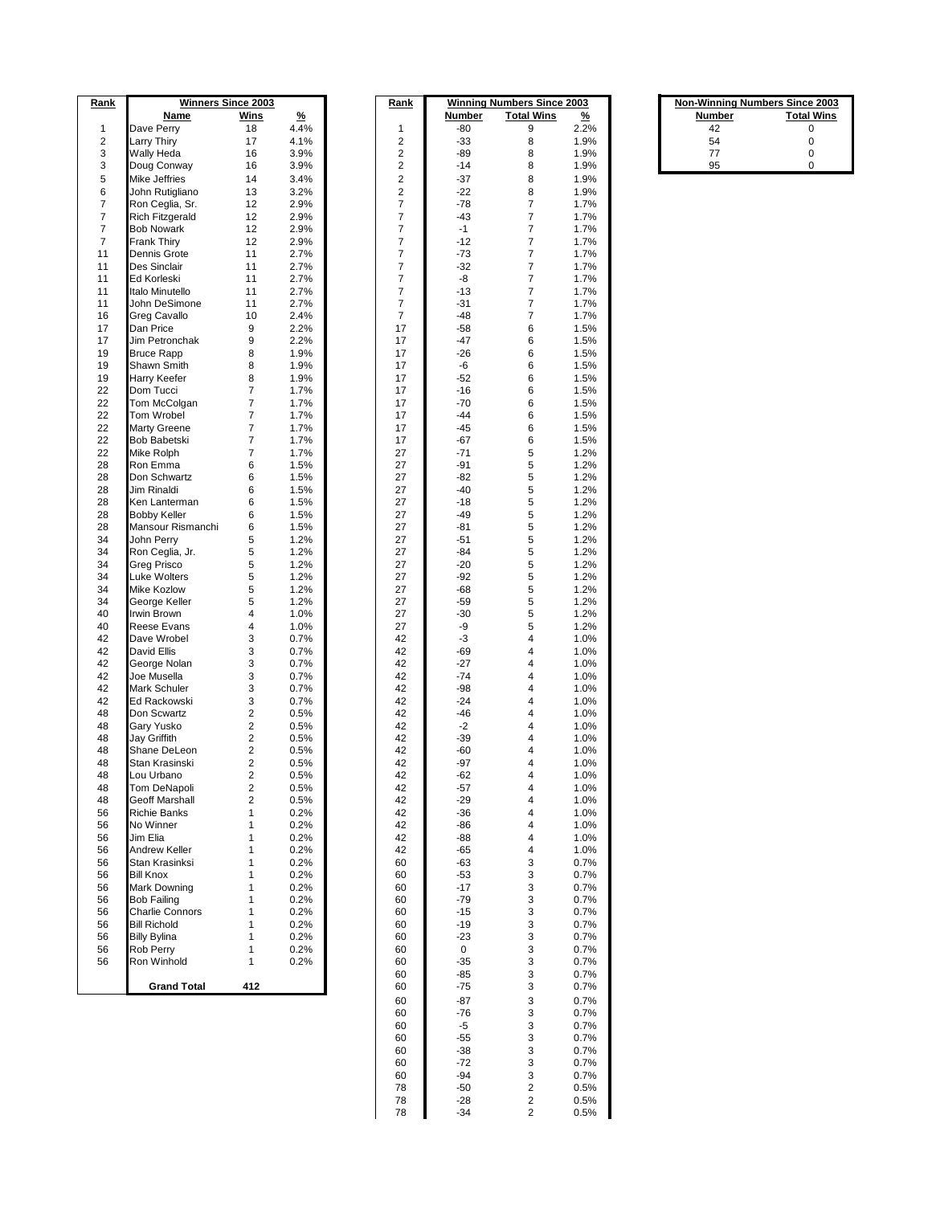| Rank | Winners Since 2003 | | |
|---|---|---|---|
| | **Name** | **Wins** | **%** |
| 1 | Dave Perry | 18 | 4.4% |
| 2 | Larry Thiry | 17 | 4.1% |
| 3 | Wally Heda | 16 | 3.9% |
| 3 | Doug Conway | 16 | 3.9% |
| 5 | Mike Jeffries | 14 | 3.4% |
| 6 | John Rutigliano | 13 | 3.2% |
| 7 | Ron Ceglia, Sr. | 12 | 2.9% |
| 7 | Rich Fitzgerald | 12 | 2.9% |
| 7 | Bob Nowark | 12 | 2.9% |
| 7 | Frank Thiry | 12 | 2.9% |
| 11 | Dennis Grote | 11 | 2.7% |
| 11 | Des Sinclair | 11 | 2.7% |
| 11 | Ed Korleski | 11 | 2.7% |
| 11 | Italo Minutello | 11 | 2.7% |
| 11 | John DeSimone | 11 | 2.7% |
| 16 | Greg Cavallo | 10 | 2.4% |
| 17 | Dan Price | 9 | 2.2% |
| 17 | Jim Petronchak | 9 | 2.2% |
| 19 | Bruce Rapp | 8 | 1.9% |
| 19 | Shawn Smith | 8 | 1.9% |
| 19 | Harry Keefer | 8 | 1.9% |
| 22 | Dom Tucci | 7 | 1.7% |
| 22 | Tom McColgan | 7 | 1.7% |
| 22 | Tom Wrobel | 7 | 1.7% |
| 22 | Marty Greene | 7 | 1.7% |
| 22 | Bob Babetski | 7 | 1.7% |
| 22 | Mike Rolph | 7 | 1.7% |
| 28 | Ron Emma | 6 | 1.5% |
| 28 | Don Schwartz | 6 | 1.5% |
| 28 | Jim Rinaldi | 6 | 1.5% |
| 28 | Ken Lanterman | 6 | 1.5% |
| 28 | Bobby Keller | 6 | 1.5% |
| 28 | Mansour Rismanchi | 6 | 1.5% |
| 34 | John Perry | 5 | 1.2% |
| 34 | Ron Ceglia, Jr. | 5 | 1.2% |
| 34 | Greg Prisco | 5 | 1.2% |
| 34 | Luke Wolters | 5 | 1.2% |
| 34 | Mike Kozlow | 5 | 1.2% |
| 34 | George Keller | 5 | 1.2% |
| 40 | Irwin Brown | 4 | 1.0% |
| 40 | Reese Evans | 4 | 1.0% |
| 42 | Dave Wrobel | 3 | 0.7% |
| 42 | David Ellis | 3 | 0.7% |
| 42 | George Nolan | 3 | 0.7% |
| 42 | Joe Musella | 3 | 0.7% |
| 42 | Mark Schuler | 3 | 0.7% |
| 42 | Ed Rackowski | 3 | 0.7% |
| 48 | Don Scwartz | 2 | 0.5% |
| 48 | Gary Yusko | 2 | 0.5% |
| 48 | Jay Griffith | 2 | 0.5% |
| 48 | Shane DeLeon | 2 | 0.5% |
| 48 | Stan Krasinski | 2 | 0.5% |
| 48 | Lou Urbano | 2 | 0.5% |
| 48 | Tom DeNapoli | 2 | 0.5% |
| 48 | Geoff Marshall | 2 | 0.5% |
| 56 | Richie Banks | 1 | 0.2% |
| 56 | No Winner | 1 | 0.2% |
| 56 | Jim Elia | 1 | 0.2% |
| 56 | Andrew Keller | 1 | 0.2% |
| 56 | Stan Krasinksi | 1 | 0.2% |
| 56 | Bill Knox | 1 | 0.2% |
| 56 | Mark Downing | 1 | 0.2% |
| 56 | Bob Failing | 1 | 0.2% |
| 56 | Charlie Connors | 1 | 0.2% |
| 56 | Bill Richold | 1 | 0.2% |
| 56 | Billy Bylina | 1 | 0.2% |
| 56 | Rob Perry | 1 | 0.2% |
| 56 | Ron Winhold | 1 | 0.2% |
| | **Grand Total** | **412** | |

| Rank | Winning Numbers Since 2003 | | |
|---|---|---|---|
| | **Number** | **Total Wins** | **%** |
| 1 | -80 | 9 | 2.2% |
| 2 | -33 | 8 | 1.9% |
| 2 | -89 | 8 | 1.9% |
| 2 | -14 | 8 | 1.9% |
| 2 | -37 | 8 | 1.9% |
| 2 | -22 | 8 | 1.9% |
| 7 | -78 | 7 | 1.7% |
| 7 | -43 | 7 | 1.7% |
| 7 | -1 | 7 | 1.7% |
| 7 | -12 | 7 | 1.7% |
| 7 | -73 | 7 | 1.7% |
| 7 | -32 | 7 | 1.7% |
| 7 | -8 | 7 | 1.7% |
| 7 | -13 | 7 | 1.7% |
| 7 | -31 | 7 | 1.7% |
| 7 | -48 | 7 | 1.7% |
| 17 | -58 | 6 | 1.5% |
| 17 | -47 | 6 | 1.5% |
| 17 | -26 | 6 | 1.5% |
| 17 | -6 | 6 | 1.5% |
| 17 | -52 | 6 | 1.5% |
| 17 | -16 | 6 | 1.5% |
| 17 | -70 | 6 | 1.5% |
| 17 | -44 | 6 | 1.5% |
| 17 | -45 | 6 | 1.5% |
| 17 | -67 | 6 | 1.5% |
| 27 | -71 | 5 | 1.2% |
| 27 | -91 | 5 | 1.2% |
| 27 | -82 | 5 | 1.2% |
| 27 | -40 | 5 | 1.2% |
| 27 | -18 | 5 | 1.2% |
| 27 | -49 | 5 | 1.2% |
| 27 | -81 | 5 | 1.2% |
| 27 | -51 | 5 | 1.2% |
| 27 | -84 | 5 | 1.2% |
| 27 | -20 | 5 | 1.2% |
| 27 | -92 | 5 | 1.2% |
| 27 | -68 | 5 | 1.2% |
| 27 | -59 | 5 | 1.2% |
| 27 | -30 | 5 | 1.2% |
| 27 | -9 | 5 | 1.2% |
| 42 | -3 | 4 | 1.0% |
| 42 | -69 | 4 | 1.0% |
| 42 | -27 | 4 | 1.0% |
| 42 | -74 | 4 | 1.0% |
| 42 | -98 | 4 | 1.0% |
| 42 | -24 | 4 | 1.0% |
| 42 | -46 | 4 | 1.0% |
| 42 | -2 | 4 | 1.0% |
| 42 | -39 | 4 | 1.0% |
| 42 | -60 | 4 | 1.0% |
| 42 | -97 | 4 | 1.0% |
| 42 | -62 | 4 | 1.0% |
| 42 | -57 | 4 | 1.0% |
| 42 | -29 | 4 | 1.0% |
| 42 | -36 | 4 | 1.0% |
| 42 | -86 | 4 | 1.0% |
| 42 | -88 | 4 | 1.0% |
| 42 | -65 | 4 | 1.0% |
| 60 | -63 | 3 | 0.7% |
| 60 | -53 | 3 | 0.7% |
| 60 | -17 | 3 | 0.7% |
| 60 | -79 | 3 | 0.7% |
| 60 | -15 | 3 | 0.7% |
| 60 | -19 | 3 | 0.7% |
| 60 | -23 | 3 | 0.7% |
| 60 | 0 | 3 | 0.7% |
| 60 | -35 | 3 | 0.7% |
| 60 | -85 | 3 | 0.7% |
| 60 | -75 | 3 | 0.7% |
| 60 | -87 | 3 | 0.7% |
| 60 | -76 | 3 | 0.7% |
| 60 | -5 | 3 | 0.7% |
| 60 | -55 | 3 | 0.7% |
| 60 | -38 | 3 | 0.7% |
| 60 | -72 | 3 | 0.7% |
| 60 | -94 | 3 | 0.7% |
| 78 | -50 | 2 | 0.5% |
| 78 | -28 | 2 | 0.5% |
| 78 | -34 | 2 | 0.5% |

| Non-Winning Numbers Since 2003 | |
|---|---|
| **Number** | **Total Wins** |
| 42 | 0 |
| 54 | 0 |
| 77 | 0 |
| 95 | 0 |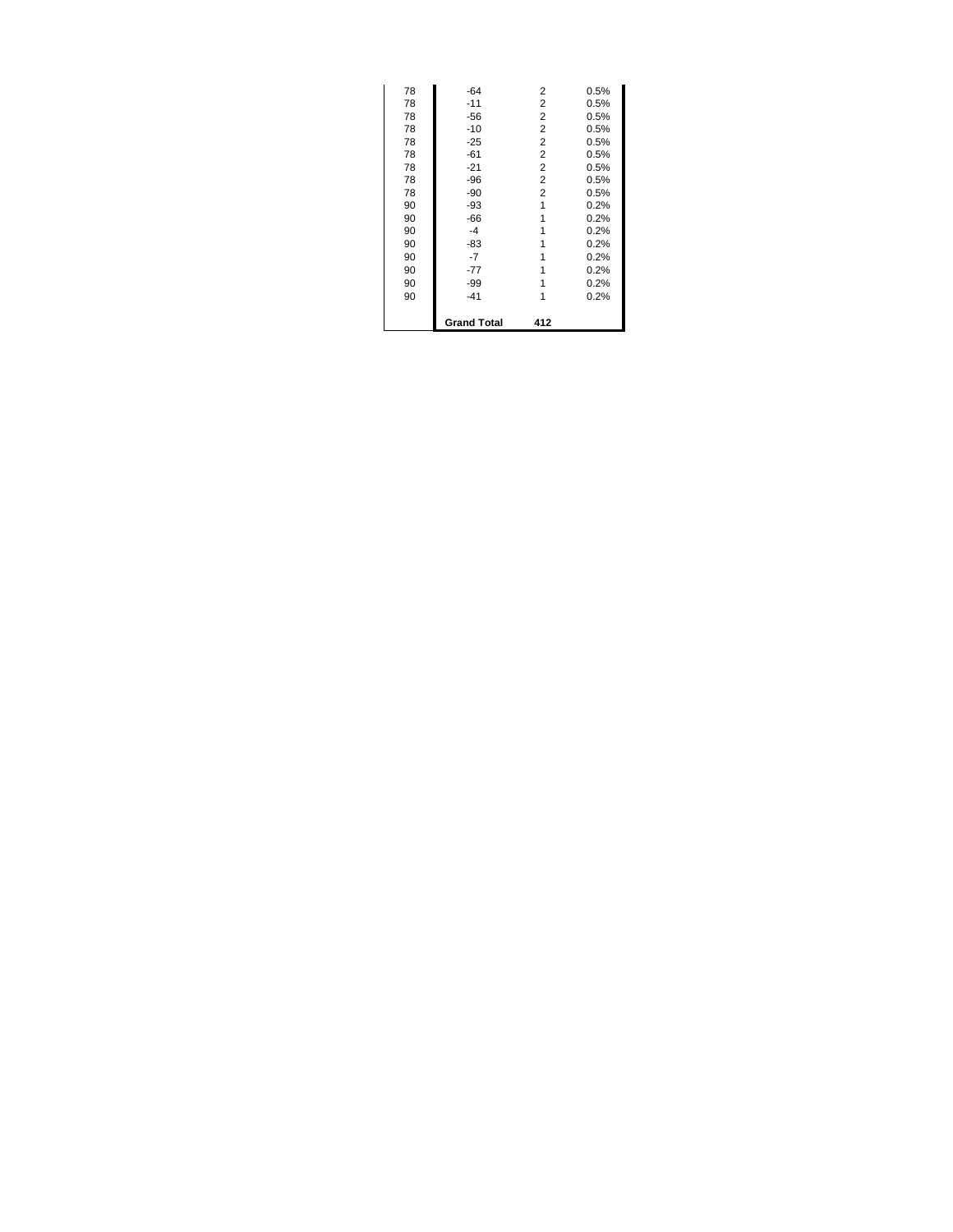| | | | |
|---|---|---|---|
| 78 | -64 | 2 | 0.5% |
| 78 | -11 | 2 | 0.5% |
| 78 | -56 | 2 | 0.5% |
| 78 | -10 | 2 | 0.5% |
| 78 | -25 | 2 | 0.5% |
| 78 | -61 | 2 | 0.5% |
| 78 | -21 | 2 | 0.5% |
| 78 | -96 | 2 | 0.5% |
| 78 | -90 | 2 | 0.5% |
| 90 | -93 | 1 | 0.2% |
| 90 | -66 | 1 | 0.2% |
| 90 | -4 | 1 | 0.2% |
| 90 | -83 | 1 | 0.2% |
| 90 | -7 | 1 | 0.2% |
| 90 | -77 | 1 | 0.2% |
| 90 | -99 | 1 | 0.2% |
| 90 | -41 | 1 | 0.2% |
| | **Grand Total** | **412** | |